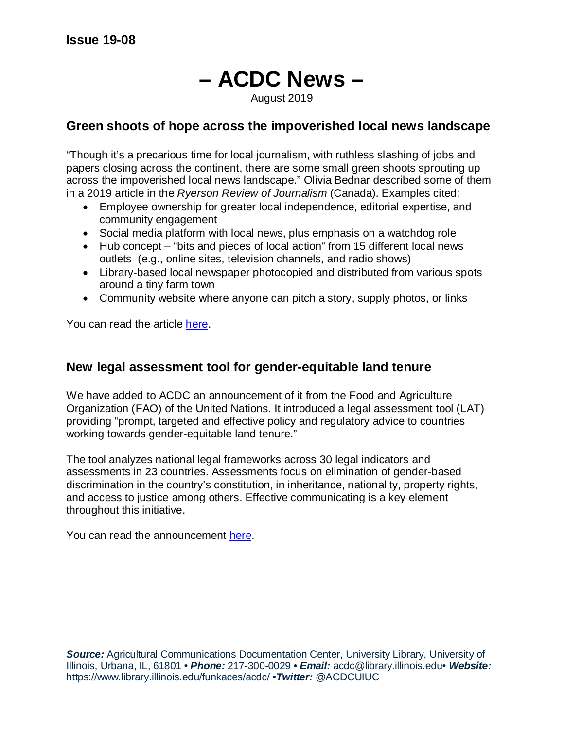**Issue 19-08**

# – ACDC News –

August 2019

## Green shoots of hope across the impoverished local news landscape

"Though it's a precarious time for local journalism, with ruthless slashing of jobs and papers closing across the continent, there are some small green shoots sprouting up across the impoverished local news landscape." Olivia Bednar described some of them in a 2019 article in the *Ryerson Review of Journalism* (Canada). Examples cited:

- Employee ownership for greater local independence, editorial expertise, and community engagement
- Social media platform with local news, plus emphasis on a watchdog role
- Hub concept – "bits and pieces of local action" from 15 different local news outlets (e.g., online sites, television channels, and radio shows)
- Library-based local newspaper photocopied and distributed from various spots around a tiny farm town
- Community website where anyone can pitch a story, supply photos, or links

You can read the article here.

## New legal assessment tool for gender-equitable land tenure

We have added to ACDC an announcement of it from the Food and Agriculture Organization (FAO) of the United Nations. It introduced a legal assessment tool (LAT) providing "prompt, targeted and effective policy and regulatory advice to countries working towards gender-equitable land tenure."

The tool analyzes national legal frameworks across 30 legal indicators and assessments in 23 countries. Assessments focus on elimination of gender-based discrimination in the country's constitution, in inheritance, nationality, property rights, and access to justice among others. Effective communicating is a key element throughout this initiative.

You can read the announcement here.

***Source:*** Agricultural Communications Documentation Center, University Library, University of Illinois, Urbana, IL, 61801 • ***Phone:*** 217-300-0029 • ***Email:*** acdc@library.illinois.edu• ***Website:*** https://www.library.illinois.edu/funkaces/acdc/ •***Twitter:*** @ACDCUIUC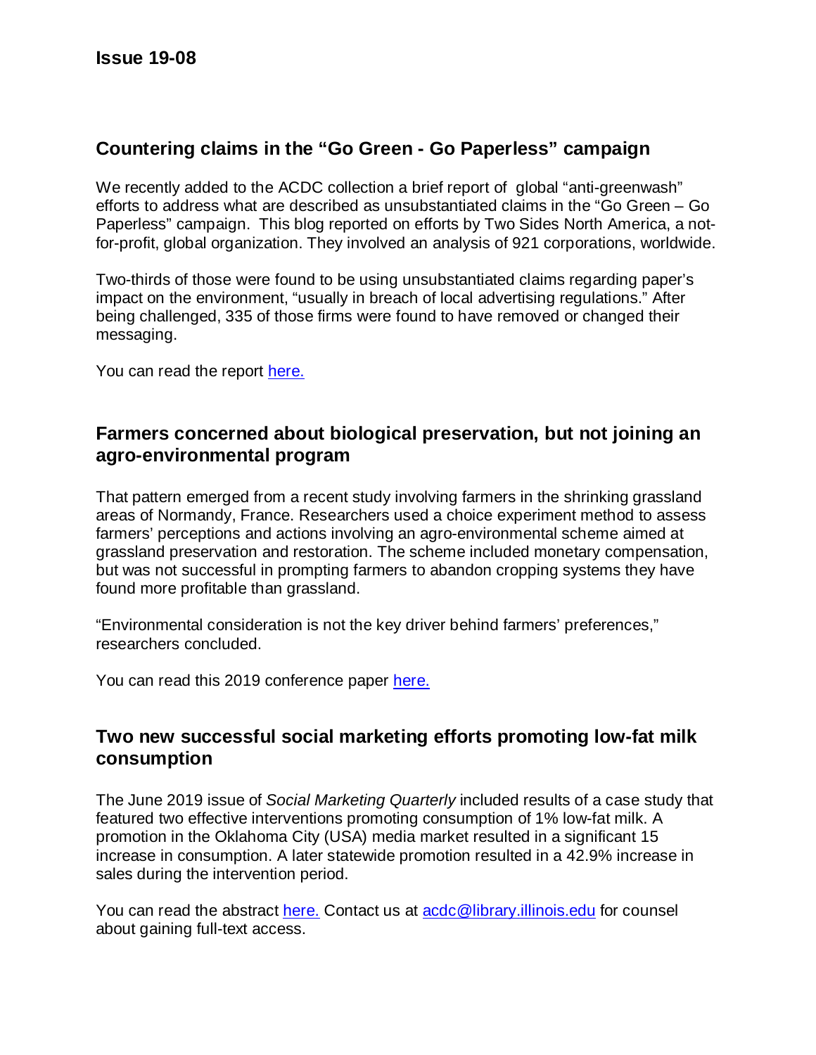**Issue 19-08**

## Countering claims in the "Go Green - Go Paperless" campaign

We recently added to the ACDC collection a brief report of global "anti-greenwash" efforts to address what are described as unsubstantiated claims in the "Go Green – Go Paperless" campaign. This blog reported on efforts by Two Sides North America, a not-for-profit, global organization. They involved an analysis of 921 corporations, worldwide.

Two-thirds of those were found to be using unsubstantiated claims regarding paper's impact on the environment, "usually in breach of local advertising regulations." After being challenged, 335 of those firms were found to have removed or changed their messaging.

You can read the report here.

## Farmers concerned about biological preservation, but not joining an agro-environmental program

That pattern emerged from a recent study involving farmers in the shrinking grassland areas of Normandy, France. Researchers used a choice experiment method to assess farmers' perceptions and actions involving an agro-environmental scheme aimed at grassland preservation and restoration. The scheme included monetary compensation, but was not successful in prompting farmers to abandon cropping systems they have found more profitable than grassland.

"Environmental consideration is not the key driver behind farmers' preferences," researchers concluded.

You can read this 2019 conference paper here.

## Two new successful social marketing efforts promoting low-fat milk consumption

The June 2019 issue of *Social Marketing Quarterly* included results of a case study that featured two effective interventions promoting consumption of 1% low-fat milk. A promotion in the Oklahoma City (USA) media market resulted in a significant 15 increase in consumption. A later statewide promotion resulted in a 42.9% increase in sales during the intervention period.

You can read the abstract here. Contact us at acdc@library.illinois.edu for counsel about gaining full-text access.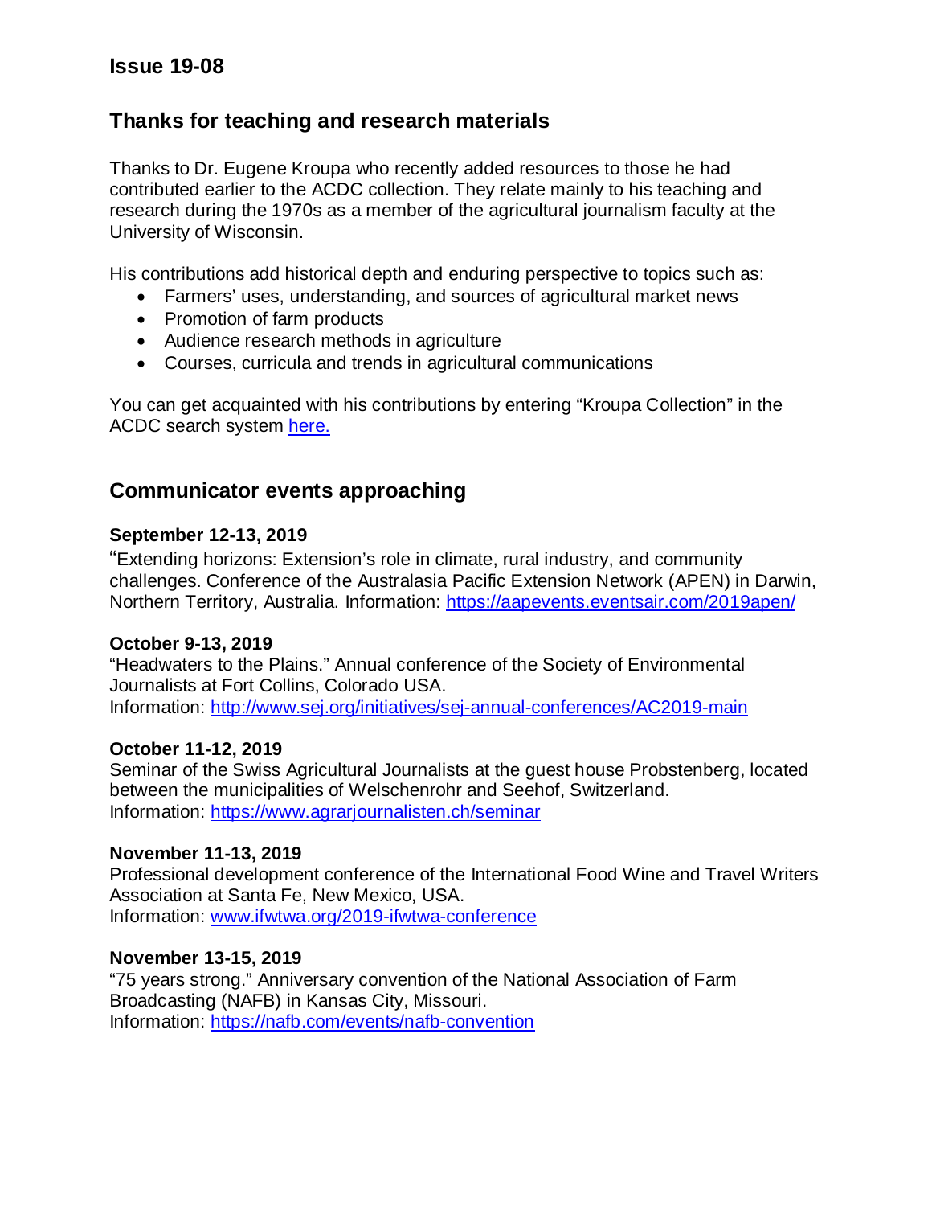## Issue 19-08

## Thanks for teaching and research materials

Thanks to Dr. Eugene Kroupa who recently added resources to those he had contributed earlier to the ACDC collection. They relate mainly to his teaching and research during the 1970s as a member of the agricultural journalism faculty at the University of Wisconsin.

His contributions add historical depth and enduring perspective to topics such as:

- Farmers' uses, understanding, and sources of agricultural market news
- Promotion of farm products
- Audience research methods in agriculture
- Courses, curricula and trends in agricultural communications

You can get acquainted with his contributions by entering "Kroupa Collection" in the ACDC search system here.

## Communicator events approaching

**September 12-13, 2019**
"Extending horizons: Extension's role in climate, rural industry, and community challenges. Conference of the Australasia Pacific Extension Network (APEN) in Darwin, Northern Territory, Australia. Information: https://aapevents.eventsair.com/2019apen/

**October 9-13, 2019**
"Headwaters to the Plains." Annual conference of the Society of Environmental Journalists at Fort Collins, Colorado USA.
Information: http://www.sej.org/initiatives/sej-annual-conferences/AC2019-main

**October 11-12, 2019**
Seminar of the Swiss Agricultural Journalists at the guest house Probstenberg, located between the municipalities of Welschenrohr and Seehof, Switzerland.
Information: https://www.agrarjournalisten.ch/seminar

**November 11-13, 2019**
Professional development conference of the International Food Wine and Travel Writers Association at Santa Fe, New Mexico, USA.
Information: www.ifwtwa.org/2019-ifwtwa-conference

**November 13-15, 2019**
"75 years strong." Anniversary convention of the National Association of Farm Broadcasting (NAFB) in Kansas City, Missouri.
Information: https://nafb.com/events/nafb-convention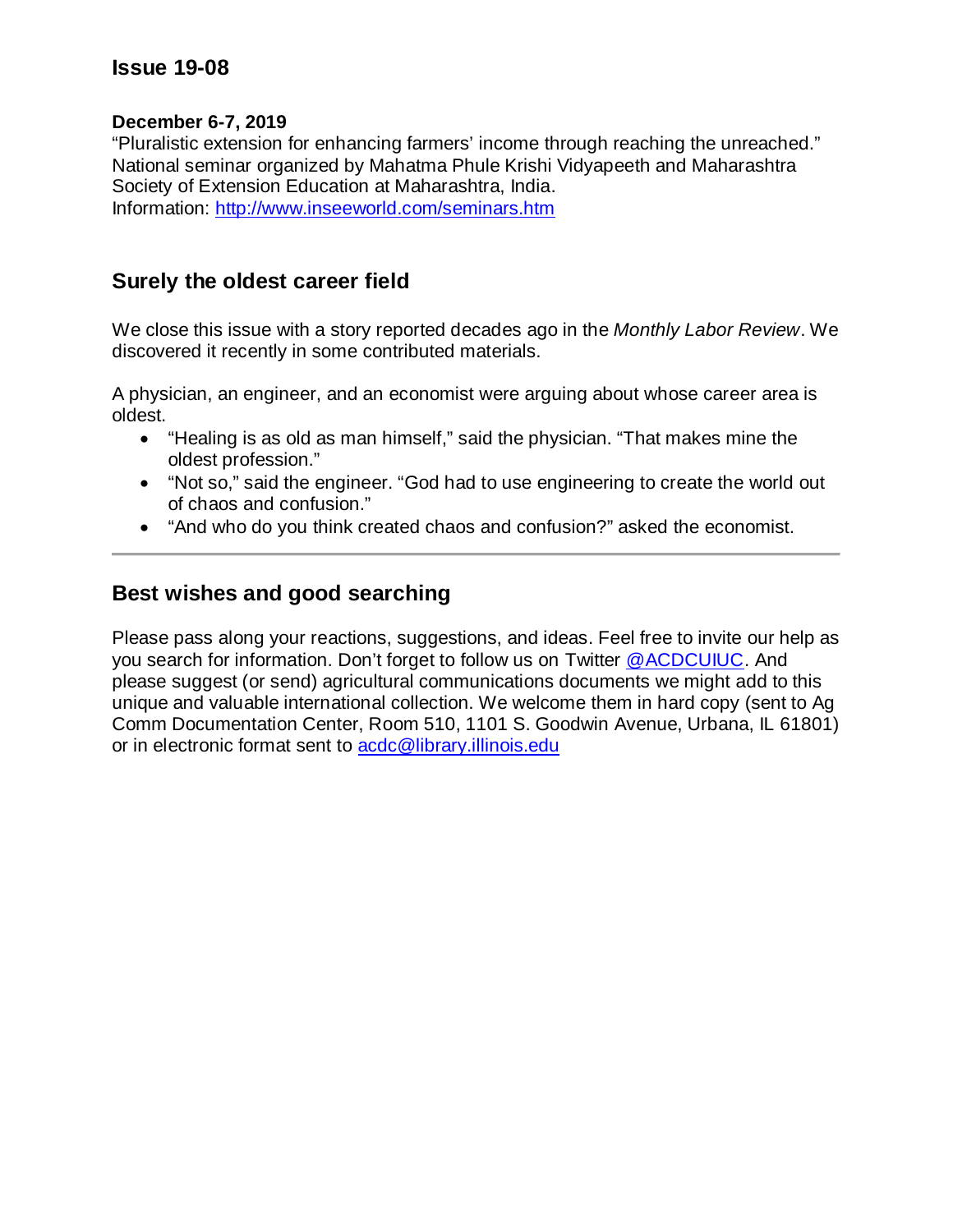## Issue 19-08

**December 6-7, 2019**
"Pluralistic extension for enhancing farmers' income through reaching the unreached." National seminar organized by Mahatma Phule Krishi Vidyapeeth and Maharashtra Society of Extension Education at Maharashtra, India.
Information: http://www.inseeworld.com/seminars.htm

## Surely the oldest career field

We close this issue with a story reported decades ago in the *Monthly Labor Review*. We discovered it recently in some contributed materials.

A physician, an engineer, and an economist were arguing about whose career area is oldest.

- "Healing is as old as man himself," said the physician. "That makes mine the oldest profession."
- "Not so," said the engineer. "God had to use engineering to create the world out of chaos and confusion."
- "And who do you think created chaos and confusion?" asked the economist.

---

## Best wishes and good searching

Please pass along your reactions, suggestions, and ideas. Feel free to invite our help as you search for information. Don't forget to follow us on Twitter @ACDCUIUC. And please suggest (or send) agricultural communications documents we might add to this unique and valuable international collection. We welcome them in hard copy (sent to Ag Comm Documentation Center, Room 510, 1101 S. Goodwin Avenue, Urbana, IL 61801) or in electronic format sent to acdc@library.illinois.edu